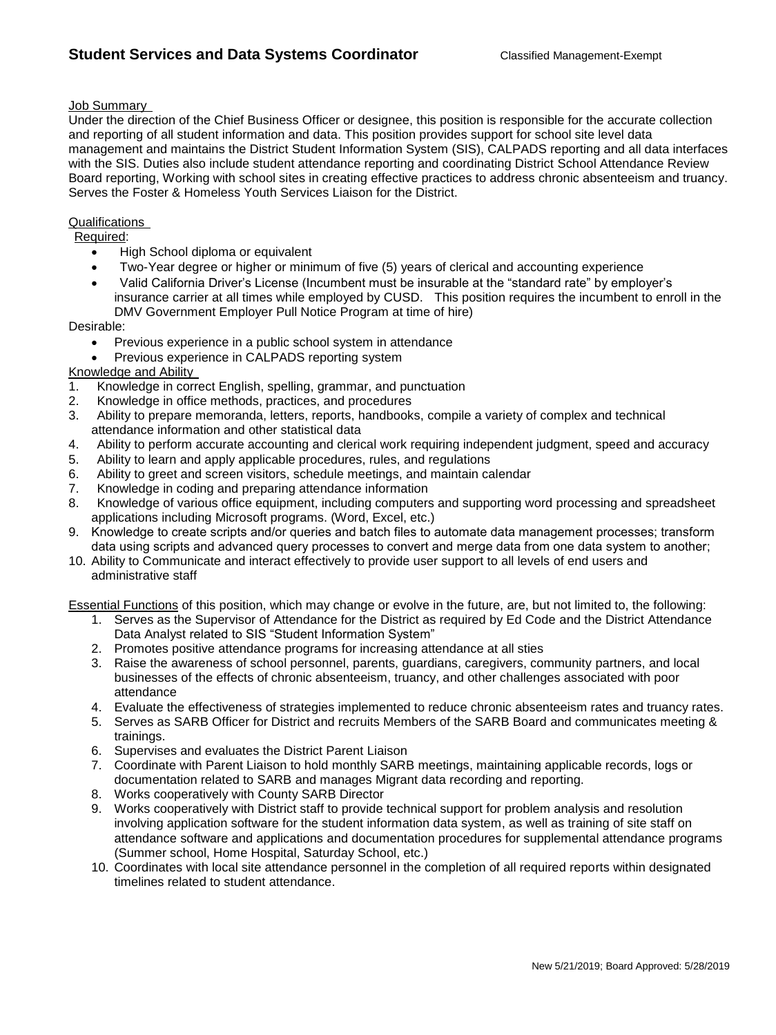# Student Services and Data Systems Coordinator

Classified Management-Exempt

## Job Summary

Under the direction of the Chief Business Officer or designee, this position is responsible for the accurate collection and reporting of all student information and data. This position provides support for school site level data management and maintains the District Student Information System (SIS), CALPADS reporting and all data interfaces with the SIS. Duties also include student attendance reporting and coordinating District School Attendance Review Board reporting, Working with school sites in creating effective practices to address chronic absenteeism and truancy. Serves the Foster & Homeless Youth Services Liaison for the District.

## Qualifications

Required:

- High School diploma or equivalent
- Two-Year degree or higher or minimum of five (5) years of clerical and accounting experience
- Valid California Driver's License (Incumbent must be insurable at the "standard rate" by employer's insurance carrier at all times while employed by CUSD. This position requires the incumbent to enroll in the DMV Government Employer Pull Notice Program at time of hire)

Desirable:

- Previous experience in a public school system in attendance
- Previous experience in CALPADS reporting system

## Knowledge and Ability

1. Knowledge in correct English, spelling, grammar, and punctuation
2. Knowledge in office methods, practices, and procedures
3. Ability to prepare memoranda, letters, reports, handbooks, compile a variety of complex and technical attendance information and other statistical data
4. Ability to perform accurate accounting and clerical work requiring independent judgment, speed and accuracy
5. Ability to learn and apply applicable procedures, rules, and regulations
6. Ability to greet and screen visitors, schedule meetings, and maintain calendar
7. Knowledge in coding and preparing attendance information
8. Knowledge of various office equipment, including computers and supporting word processing and spreadsheet applications including Microsoft programs. (Word, Excel, etc.)
9. Knowledge to create scripts and/or queries and batch files to automate data management processes; transform data using scripts and advanced query processes to convert and merge data from one data system to another;
10. Ability to Communicate and interact effectively to provide user support to all levels of end users and administrative staff

Essential Functions of this position, which may change or evolve in the future, are, but not limited to, the following:

1. Serves as the Supervisor of Attendance for the District as required by Ed Code and the District Attendance Data Analyst related to SIS "Student Information System"
2. Promotes positive attendance programs for increasing attendance at all sties
3. Raise the awareness of school personnel, parents, guardians, caregivers, community partners, and local businesses of the effects of chronic absenteeism, truancy, and other challenges associated with poor attendance
4. Evaluate the effectiveness of strategies implemented to reduce chronic absenteeism rates and truancy rates.
5. Serves as SARB Officer for District and recruits Members of the SARB Board and communicates meeting & trainings.
6. Supervises and evaluates the District Parent Liaison
7. Coordinate with Parent Liaison to hold monthly SARB meetings, maintaining applicable records, logs or documentation related to SARB and manages Migrant data recording and reporting.
8. Works cooperatively with County SARB Director
9. Works cooperatively with District staff to provide technical support for problem analysis and resolution involving application software for the student information data system, as well as training of site staff on attendance software and applications and documentation procedures for supplemental attendance programs (Summer school, Home Hospital, Saturday School, etc.)
10. Coordinates with local site attendance personnel in the completion of all required reports within designated timelines related to student attendance.

New 5/21/2019; Board Approved: 5/28/2019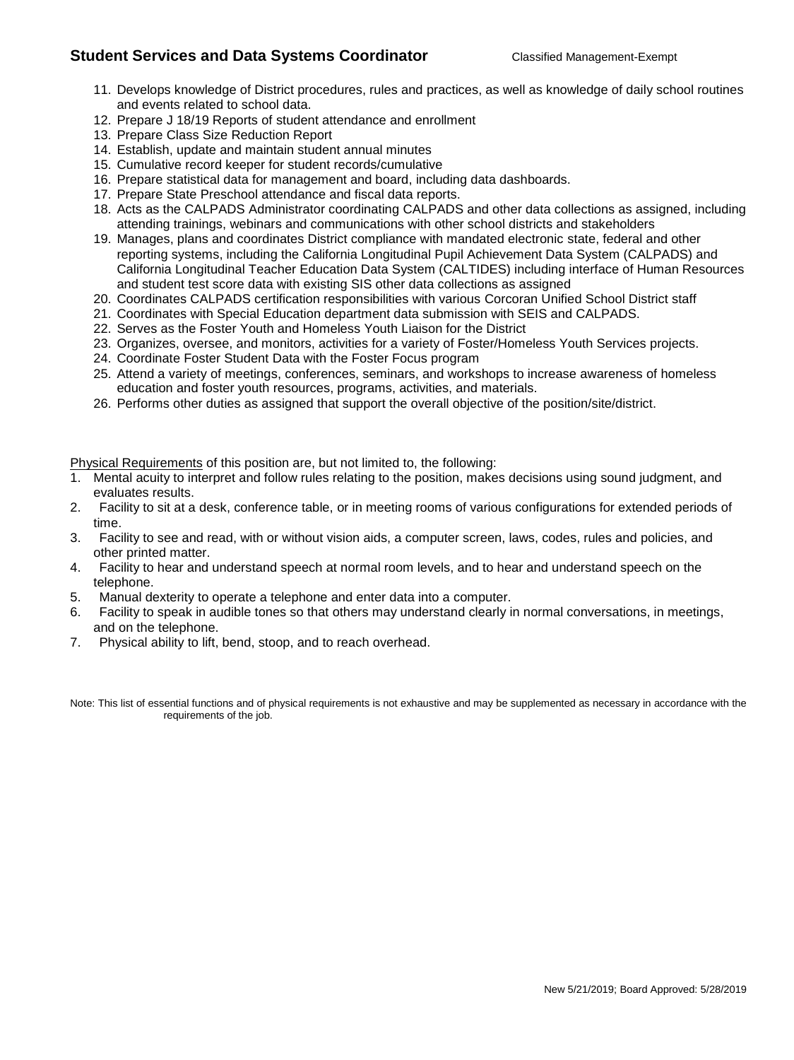11. Develops knowledge of District procedures, rules and practices, as well as knowledge of daily school routines and events related to school data.
12. Prepare J 18/19 Reports of student attendance and enrollment
13. Prepare Class Size Reduction Report
14. Establish, update and maintain student annual minutes
15. Cumulative record keeper for student records/cumulative
16. Prepare statistical data for management and board, including data dashboards.
17. Prepare State Preschool attendance and fiscal data reports.
18. Acts as the CALPADS Administrator coordinating CALPADS and other data collections as assigned, including attending trainings, webinars and communications with other school districts and stakeholders
19. Manages, plans and coordinates District compliance with mandated electronic state, federal and other reporting systems, including the California Longitudinal Pupil Achievement Data System (CALPADS) and California Longitudinal Teacher Education Data System (CALTIDES) including interface of Human Resources and student test score data with existing SIS other data collections as assigned
20. Coordinates CALPADS certification responsibilities with various Corcoran Unified School District staff
21. Coordinates with Special Education department data submission with SEIS and CALPADS.
22. Serves as the Foster Youth and Homeless Youth Liaison for the District
23. Organizes, oversee, and monitors, activities for a variety of Foster/Homeless Youth Services projects.
24. Coordinate Foster Student Data with the Foster Focus program
25. Attend a variety of meetings, conferences, seminars, and workshops to increase awareness of homeless education and foster youth resources, programs, activities, and materials.
26. Performs other duties as assigned that support the overall objective of the position/site/district.

Physical Requirements of this position are, but not limited to, the following:

1. Mental acuity to interpret and follow rules relating to the position, makes decisions using sound judgment, and evaluates results.
2. Facility to sit at a desk, conference table, or in meeting rooms of various configurations for extended periods of time.
3. Facility to see and read, with or without vision aids, a computer screen, laws, codes, rules and policies, and other printed matter.
4. Facility to hear and understand speech at normal room levels, and to hear and understand speech on the telephone.
5. Manual dexterity to operate a telephone and enter data into a computer.
6. Facility to speak in audible tones so that others may understand clearly in normal conversations, in meetings, and on the telephone.
7. Physical ability to lift, bend, stoop, and to reach overhead.

Note: This list of essential functions and of physical requirements is not exhaustive and may be supplemented as necessary in accordance with the requirements of the job.

New 5/21/2019; Board Approved: 5/28/2019